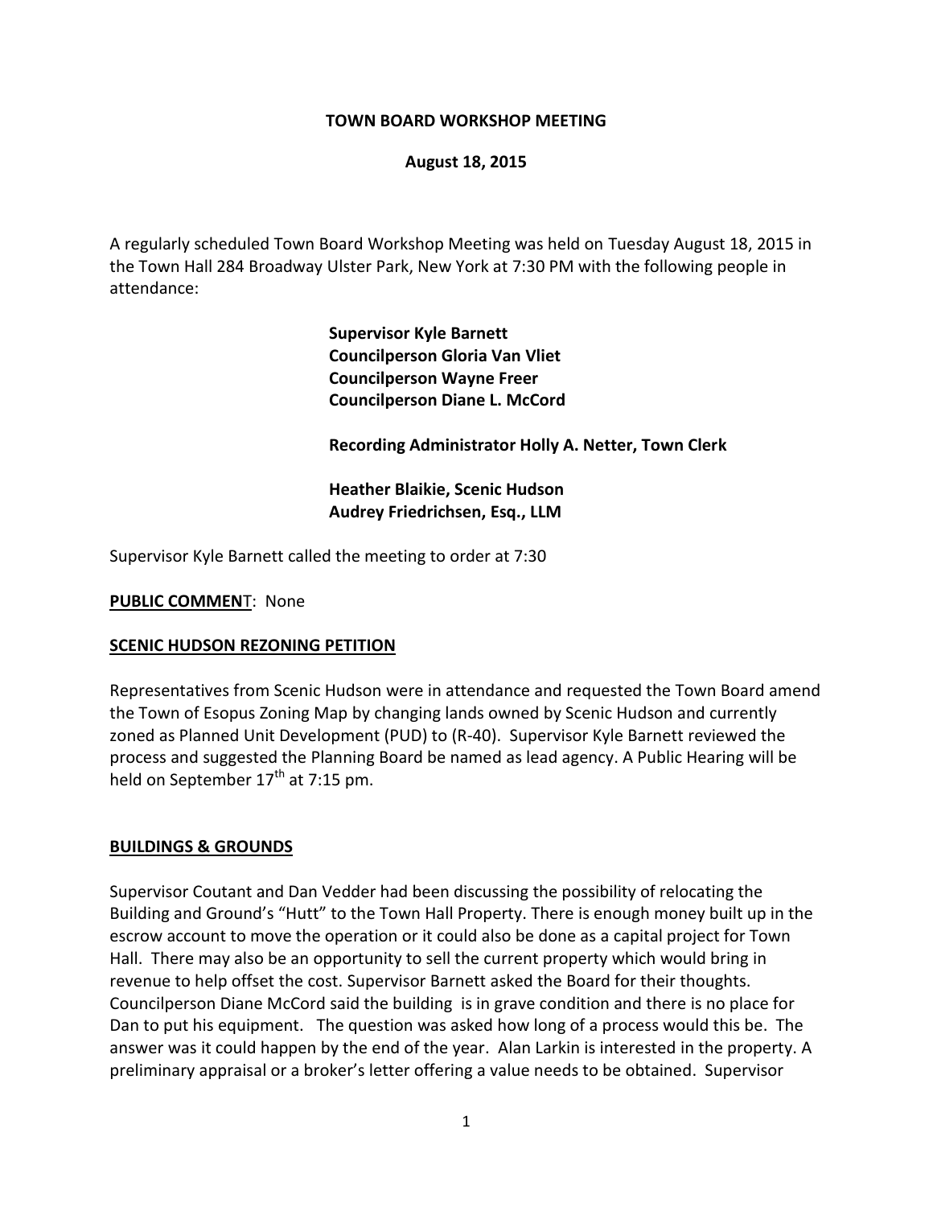**TOWN BOARD WORKSHOP MEETING**

**August 18, 2015**

A regularly scheduled Town Board Workshop Meeting was held on Tuesday August 18, 2015 in the Town Hall 284 Broadway Ulster Park, New York at 7:30 PM with the following people in attendance:

**Supervisor Kyle Barnett**
**Councilperson Gloria Van Vliet**
**Councilperson Wayne Freer**
**Councilperson Diane L. McCord**

**Recording Administrator Holly A. Netter, Town Clerk**

**Heather Blaikie, Scenic Hudson**
**Audrey Friedrichsen, Esq., LLM**

Supervisor Kyle Barnett called the meeting to order at 7:30

**PUBLIC COMMENT**: None

**SCENIC HUDSON REZONING PETITION**

Representatives from Scenic Hudson were in attendance and requested the Town Board amend the Town of Esopus Zoning Map by changing lands owned by Scenic Hudson and currently zoned as Planned Unit Development (PUD) to (R-40). Supervisor Kyle Barnett reviewed the process and suggested the Planning Board be named as lead agency. A Public Hearing will be held on September 17th at 7:15 pm.

**BUILDINGS & GROUNDS**

Supervisor Coutant and Dan Vedder had been discussing the possibility of relocating the Building and Ground's "Hutt" to the Town Hall Property. There is enough money built up in the escrow account to move the operation or it could also be done as a capital project for Town Hall. There may also be an opportunity to sell the current property which would bring in revenue to help offset the cost. Supervisor Barnett asked the Board for their thoughts. Councilperson Diane McCord said the building is in grave condition and there is no place for Dan to put his equipment. The question was asked how long of a process would this be. The answer was it could happen by the end of the year. Alan Larkin is interested in the property. A preliminary appraisal or a broker's letter offering a value needs to be obtained. Supervisor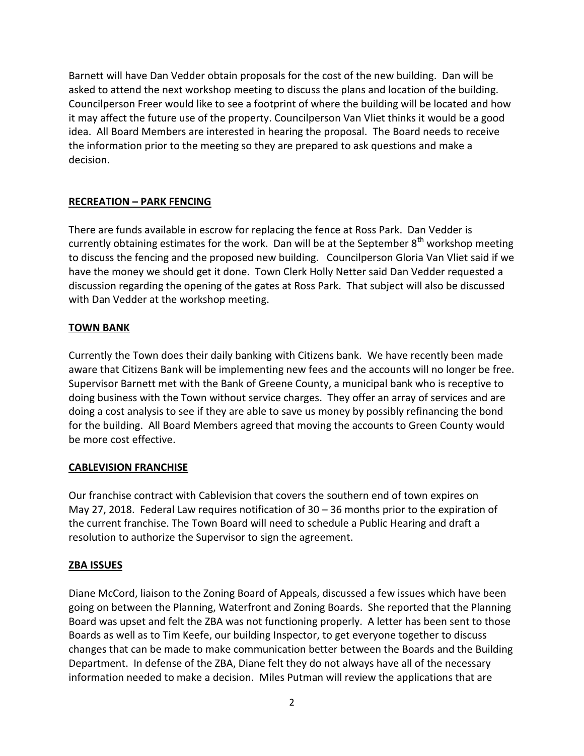Barnett will have Dan Vedder obtain proposals for the cost of the new building. Dan will be asked to attend the next workshop meeting to discuss the plans and location of the building. Councilperson Freer would like to see a footprint of where the building will be located and how it may affect the future use of the property. Councilperson Van Vliet thinks it would be a good idea. All Board Members are interested in hearing the proposal. The Board needs to receive the information prior to the meeting so they are prepared to ask questions and make a decision.

## RECREATION – PARK FENCING

There are funds available in escrow for replacing the fence at Ross Park. Dan Vedder is currently obtaining estimates for the work. Dan will be at the September 8th workshop meeting to discuss the fencing and the proposed new building. Councilperson Gloria Van Vliet said if we have the money we should get it done. Town Clerk Holly Netter said Dan Vedder requested a discussion regarding the opening of the gates at Ross Park. That subject will also be discussed with Dan Vedder at the workshop meeting.

## TOWN BANK

Currently the Town does their daily banking with Citizens bank. We have recently been made aware that Citizens Bank will be implementing new fees and the accounts will no longer be free. Supervisor Barnett met with the Bank of Greene County, a municipal bank who is receptive to doing business with the Town without service charges. They offer an array of services and are doing a cost analysis to see if they are able to save us money by possibly refinancing the bond for the building. All Board Members agreed that moving the accounts to Green County would be more cost effective.

## CABLEVISION FRANCHISE

Our franchise contract with Cablevision that covers the southern end of town expires on May 27, 2018. Federal Law requires notification of 30 – 36 months prior to the expiration of the current franchise. The Town Board will need to schedule a Public Hearing and draft a resolution to authorize the Supervisor to sign the agreement.

## ZBA ISSUES

Diane McCord, liaison to the Zoning Board of Appeals, discussed a few issues which have been going on between the Planning, Waterfront and Zoning Boards. She reported that the Planning Board was upset and felt the ZBA was not functioning properly. A letter has been sent to those Boards as well as to Tim Keefe, our building Inspector, to get everyone together to discuss changes that can be made to make communication better between the Boards and the Building Department. In defense of the ZBA, Diane felt they do not always have all of the necessary information needed to make a decision. Miles Putman will review the applications that are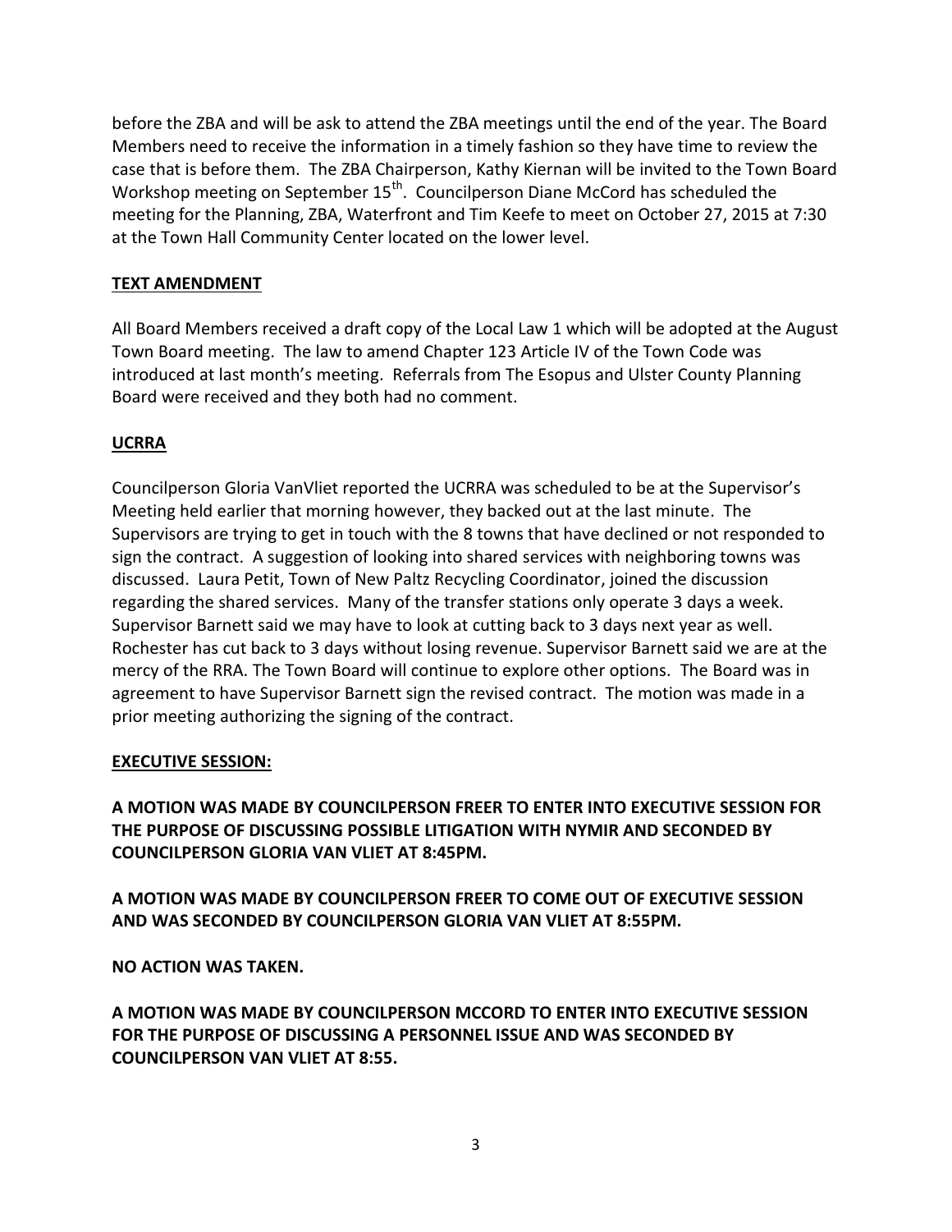before the ZBA and will be ask to attend the ZBA meetings until the end of the year. The Board Members need to receive the information in a timely fashion so they have time to review the case that is before them. The ZBA Chairperson, Kathy Kiernan will be invited to the Town Board Workshop meeting on September 15th. Councilperson Diane McCord has scheduled the meeting for the Planning, ZBA, Waterfront and Tim Keefe to meet on October 27, 2015 at 7:30 at the Town Hall Community Center located on the lower level.

**TEXT AMENDMENT**

All Board Members received a draft copy of the Local Law 1 which will be adopted at the August Town Board meeting. The law to amend Chapter 123 Article IV of the Town Code was introduced at last month's meeting. Referrals from The Esopus and Ulster County Planning Board were received and they both had no comment.

**UCRRA**

Councilperson Gloria VanVliet reported the UCRRA was scheduled to be at the Supervisor's Meeting held earlier that morning however, they backed out at the last minute. The Supervisors are trying to get in touch with the 8 towns that have declined or not responded to sign the contract. A suggestion of looking into shared services with neighboring towns was discussed. Laura Petit, Town of New Paltz Recycling Coordinator, joined the discussion regarding the shared services. Many of the transfer stations only operate 3 days a week. Supervisor Barnett said we may have to look at cutting back to 3 days next year as well. Rochester has cut back to 3 days without losing revenue. Supervisor Barnett said we are at the mercy of the RRA. The Town Board will continue to explore other options. The Board was in agreement to have Supervisor Barnett sign the revised contract. The motion was made in a prior meeting authorizing the signing of the contract.

**EXECUTIVE SESSION:**

**A MOTION WAS MADE BY COUNCILPERSON FREER TO ENTER INTO EXECUTIVE SESSION FOR THE PURPOSE OF DISCUSSING POSSIBLE LITIGATION WITH NYMIR AND SECONDED BY COUNCILPERSON GLORIA VAN VLIET AT 8:45PM.**

**A MOTION WAS MADE BY COUNCILPERSON FREER TO COME OUT OF EXECUTIVE SESSION AND WAS SECONDED BY COUNCILPERSON GLORIA VAN VLIET AT 8:55PM.**

**NO ACTION WAS TAKEN.**

**A MOTION WAS MADE BY COUNCILPERSON MCCORD TO ENTER INTO EXECUTIVE SESSION FOR THE PURPOSE OF DISCUSSING A PERSONNEL ISSUE AND WAS SECONDED BY COUNCILPERSON VAN VLIET AT 8:55.**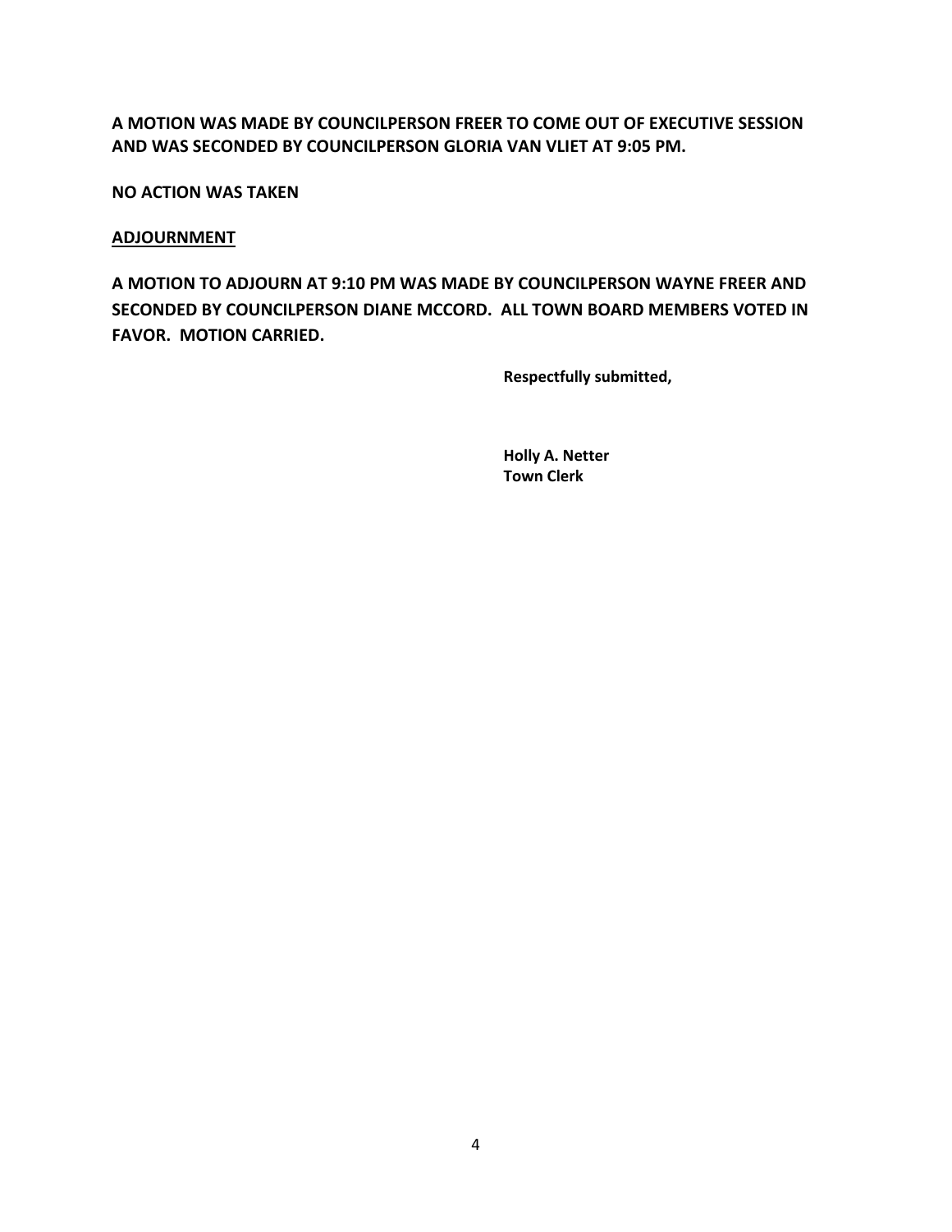**A MOTION WAS MADE BY COUNCILPERSON FREER TO COME OUT OF EXECUTIVE SESSION AND WAS SECONDED BY COUNCILPERSON GLORIA VAN VLIET AT 9:05 PM.**

**NO ACTION WAS TAKEN**

## ADJOURNMENT

**A MOTION TO ADJOURN AT 9:10 PM WAS MADE BY COUNCILPERSON WAYNE FREER AND SECONDED BY COUNCILPERSON DIANE MCCORD. ALL TOWN BOARD MEMBERS VOTED IN FAVOR. MOTION CARRIED.**

**Respectfully submitted,**

**Holly A. Netter**
**Town Clerk**